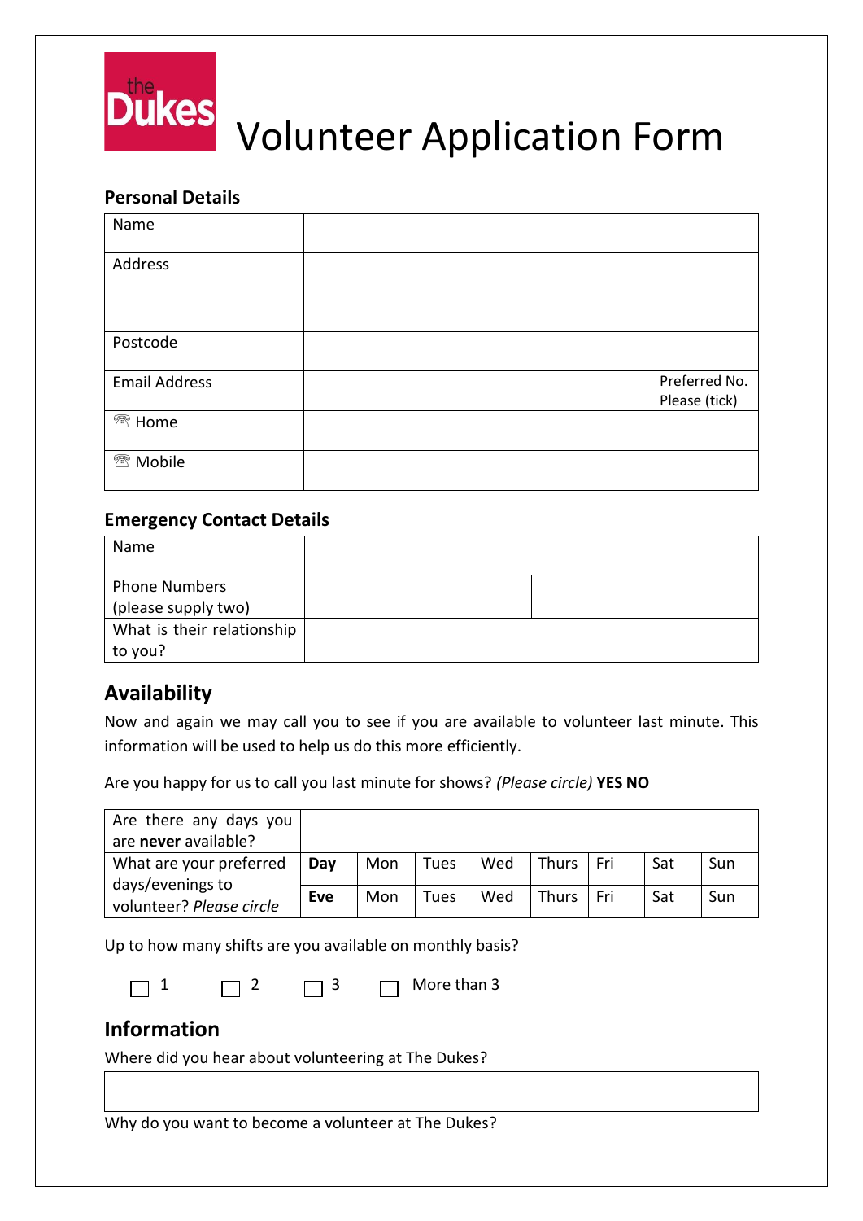the Dukes

# Volunteer Application Form

### Personal Details

| | | |
|---|---|---|
| Name | | |
| Address | | |
| Postcode | | |
| Email Address | | Preferred No. Please (tick) |
| ☏ Home | | |
| ☏ Mobile | | |

### Emergency Contact Details

| | | |
|---|---|---|
| Name | | |
| Phone Numbers (please supply two) | | |
| What is their relationship to you? | | |

## Availability

Now and again we may call you to see if you are available to volunteer last minute. This information will be used to help us do this more efficiently.

Are you happy for us to call you last minute for shows? *(Please circle)* **YES NO**

| | | | | | | | | |
|---|---|---|---|---|---|---|---|---|
| Are there any days you are **never** available? | | | | | | | | |
| What are your preferred days/evenings to volunteer? *Please circle* | **Day** | Mon | Tues | Wed | Thurs | Fri | Sat | Sun |
| | **Eve** | Mon | Tues | Wed | Thurs | Fri | Sat | Sun |

Up to how many shifts are you available on monthly basis?

☐ 1 ☐ 2 ☐ 3 ☐ More than 3

## Information

Where did you hear about volunteering at The Dukes?

Why do you want to become a volunteer at The Dukes?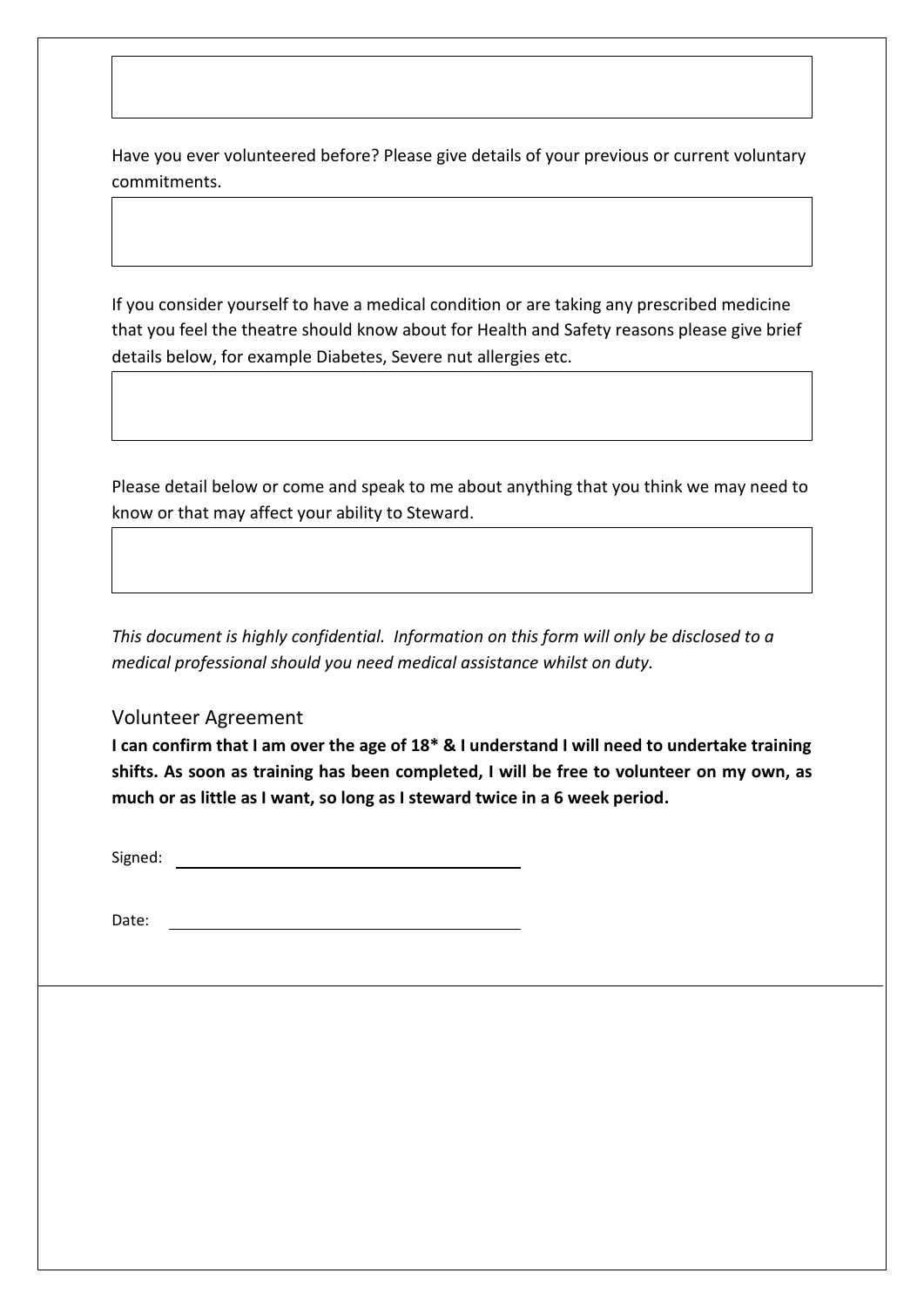Have you ever volunteered before? Please give details of your previous or current voluntary commitments.

If you consider yourself to have a medical condition or are taking any prescribed medicine that you feel the theatre should know about for Health and Safety reasons please give brief details below, for example Diabetes, Severe nut allergies etc.

Please detail below or come and speak to me about anything that you think we may need to know or that may affect your ability to Steward.

*This document is highly confidential. Information on this form will only be disclosed to a medical professional should you need medical assistance whilst on duty.*

## Volunteer Agreement

**I can confirm that I am over the age of 18* & I understand I will need to undertake training shifts. As soon as training has been completed, I will be free to volunteer on my own, as much or as little as I want, so long as I steward twice in a 6 week period.**

Signed: ______________________________

Date: ______________________________